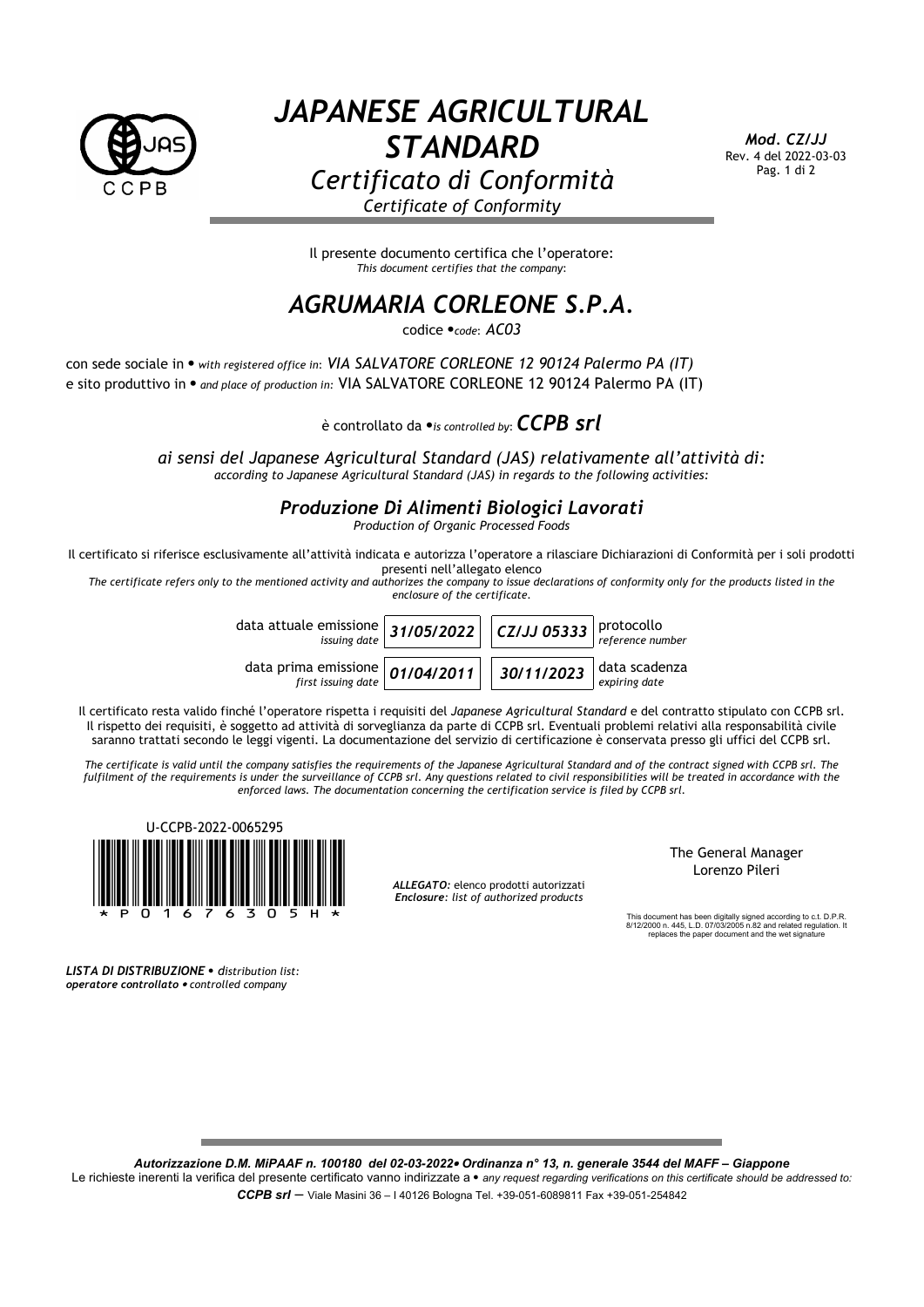# *JAPANESE AGRICULTURAL STANDARD*

## *Certificato di Conformità*

*Certificate of Conformity*

***Mod. CZ/JJ***
Rev. 4 del 2022-03-03

Il presente documento certifica che l'operatore:
*This document certifies that the company*:

# *AGRUMARIA CORLEONE S.P.A.*

codice •*code*: *AC03*

con sede sociale in • *with registered office in*: *VIA SALVATORE CORLEONE 12 90124 Palermo PA (IT)*
e sito produttivo in • *and place of production in:* VIA SALVATORE CORLEONE 12 90124 Palermo PA (IT)

è controllato da •*is controlled by*: ***CCPB srl***

*ai sensi del Japanese Agricultural Standard (JAS) relativamente all'attività di:*
*according to Japanese Agricultural Standard (JAS) in regards to the following activities:*

## *Produzione Di Alimenti Biologici Lavorati*

*Production of Organic Processed Foods*

Il certificato si riferisce esclusivamente all'attività indicata e autorizza l'operatore a rilasciare Dichiarazioni di Conformità per i soli prodotti presenti nell'allegato elenco
*The certificate refers only to the mentioned activity and authorizes the company to issue declarations of conformity only for the products listed in the enclosure of the certificate.*

| | | | |
|---|---|---|---|
| data attuale emissione *issuing date* | ***31/05/2022*** | ***CZ/JJ 05333*** | protocollo *reference number* |
| data prima emissione *first issuing date* | ***01/04/2011*** | ***30/11/2023*** | data scadenza *expiring date* |

Il certificato resta valido finché l'operatore rispetta i requisiti del *Japanese Agricultural Standard* e del contratto stipulato con CCPB srl. Il rispetto dei requisiti, è soggetto ad attività di sorveglianza da parte di CCPB srl. Eventuali problemi relativi alla responsabilità civile saranno trattati secondo le leggi vigenti. La documentazione del servizio di certificazione è conservata presso gli uffici del CCPB srl.

*The certificate is valid until the company satisfies the requirements of the Japanese Agricultural Standard and of the contract signed with CCPB srl. The fulfilment of the requirements is under the surveillance of CCPB srl. Any questions related to civil responsibilities will be treated in accordance with the enforced laws. The documentation concerning the certification service is filed by CCPB srl.*

U-CCPB-2022-0065295

\*P0167630 5H\*

***ALLEGATO:*** elenco prodotti autorizzati
***Enclosure****: list of authorized products*

The General Manager
Lorenzo Pileri

This document has been digitally signed according to c.t. D.P.R. 8/12/2000 n. 445, L.D. 07/03/2005 n.82 and related regulation. It replaces the paper document and the wet signature

***LISTA DI DISTRIBUZIONE*** • *distribution list:*
***operatore controllato*** *• controlled company*

***Autorizzazione D.M. MiPAAF n. 100180 del 02-03-2022• Ordinanza n° 13, n. generale 3544 del MAFF – Giappone***
Le richieste inerenti la verifica del presente certificato vanno indirizzate a • *any request regarding verifications on this certificate should be addressed to:*
***CCPB srl*** – Viale Masini 36 – I 40126 Bologna Tel. +39-051-6089811 Fax +39-051-254842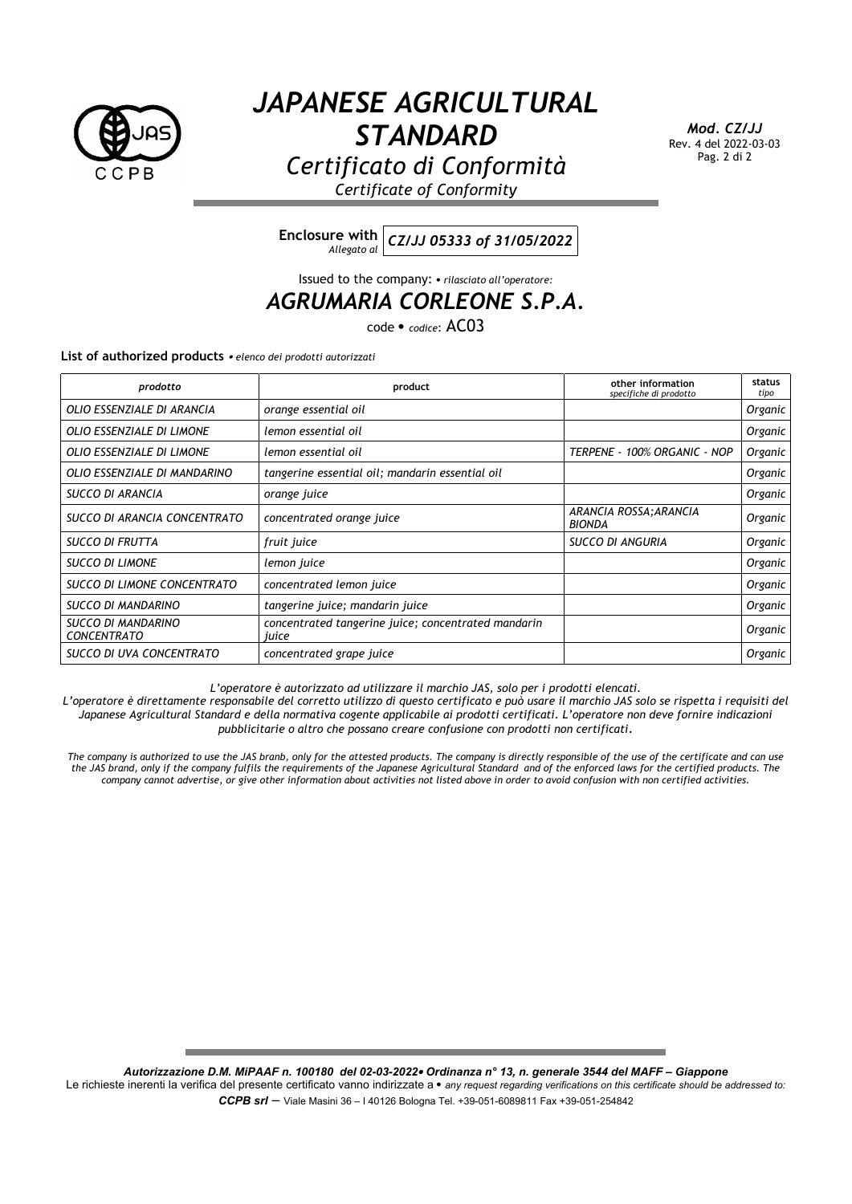# *JAPANESE AGRICULTURAL STANDARD*

## *Certificato di Conformità*

*Certificate of Conformity*

*Mod. CZ/JJ*
Rev. 4 del 2022-03-03

**Enclosure with** *Allegato al* ***CZ/JJ 05333 of 31/05/2022***

Issued to the company: • *rilasciato all'operatore:*

## *AGRUMARIA CORLEONE S.P.A.*

code • *codice*: AC03

**List of authorized products** • *elenco dei prodotti autorizzati*

| *prodotto* | **product** | **other information** *specifiche di prodotto* | **status** *tipo* |
|---|---|---|---|
| *OLIO ESSENZIALE DI ARANCIA* | *orange essential oil* | | *Organic* |
| *OLIO ESSENZIALE DI LIMONE* | *lemon essential oil* | | *Organic* |
| *OLIO ESSENZIALE DI LIMONE* | *lemon essential oil* | *TERPENE - 100% ORGANIC - NOP* | *Organic* |
| *OLIO ESSENZIALE DI MANDARINO* | *tangerine essential oil; mandarin essential oil* | | *Organic* |
| *SUCCO DI ARANCIA* | *orange juice* | | *Organic* |
| *SUCCO DI ARANCIA CONCENTRATO* | *concentrated orange juice* | *ARANCIA ROSSA;ARANCIA BIONDA* | *Organic* |
| *SUCCO DI FRUTTA* | *fruit juice* | *SUCCO DI ANGURIA* | *Organic* |
| *SUCCO DI LIMONE* | *lemon juice* | | *Organic* |
| *SUCCO DI LIMONE CONCENTRATO* | *concentrated lemon juice* | | *Organic* |
| *SUCCO DI MANDARINO* | *tangerine juice; mandarin juice* | | *Organic* |
| *SUCCO DI MANDARINO CONCENTRATO* | *concentrated tangerine juice; concentrated mandarin juice* | | *Organic* |
| *SUCCO DI UVA CONCENTRATO* | *concentrated grape juice* | | *Organic* |

*L'operatore è autorizzato ad utilizzare il marchio JAS, solo per i prodotti elencati.*
*L'operatore è direttamente responsabile del corretto utilizzo di questo certificato e può usare il marchio JAS solo se rispetta i requisiti del Japanese Agricultural Standard e della normativa cogente applicabile ai prodotti certificati. L'operatore non deve fornire indicazioni pubblicitarie o altro che possano creare confusione con prodotti non certificati.*

*The company is authorized to use the JAS branb, only for the attested products. The company is directly responsible of the use of the certificate and can use the JAS brand, only if the company fulfils the requirements of the Japanese Agricultural Standard and of the enforced laws for the certified products. The company cannot advertise, or give other information about activities not listed above in order to avoid confusion with non certified activities.*

***Autorizzazione D.M. MiPAAF n. 100180 del 02-03-2022• Ordinanza n° 13, n. generale 3544 del MAFF – Giappone***
Le richieste inerenti la verifica del presente certificato vanno indirizzate a • *any request regarding verifications on this certificate should be addressed to:*
***CCPB srl*** – Viale Masini 36 – I 40126 Bologna Tel. +39-051-6089811 Fax +39-051-254842